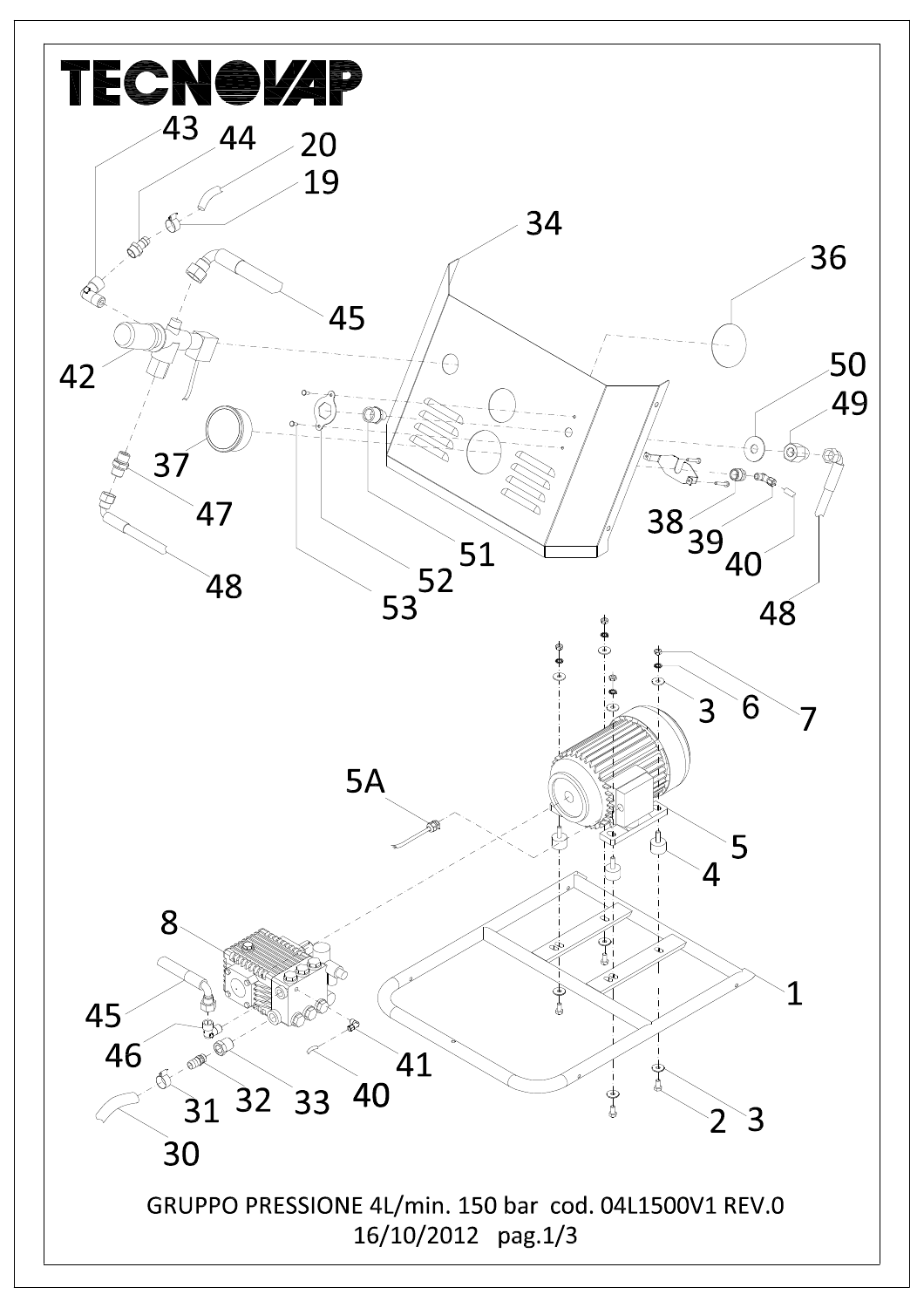TECNOVAP

GRUPPO PRESSIONE 4L/min. 150 bar cod. 04L1500V1 REV.0

16/10/2012 pag.1/3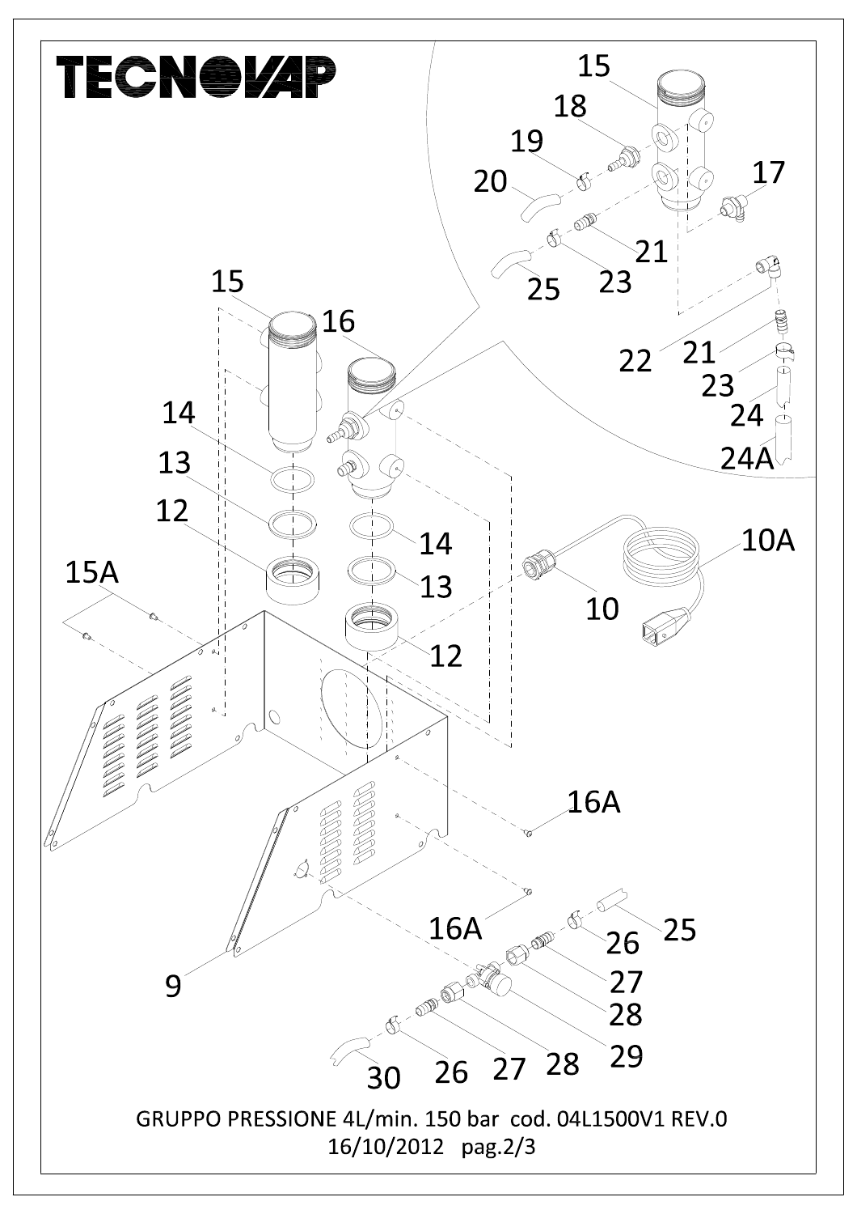TECNOVAP

15
18
19
20
17
21
23
25
22
21
23
24
24A

15
16
14
13
12
14
13
12
10A
10
15A
16A
16A
9
25
26
27
28
29
30
26
27
28

GRUPPO PRESSIONE 4L/min. 150 bar cod. 04L1500V1 REV.0
16/10/2012 pag.2/3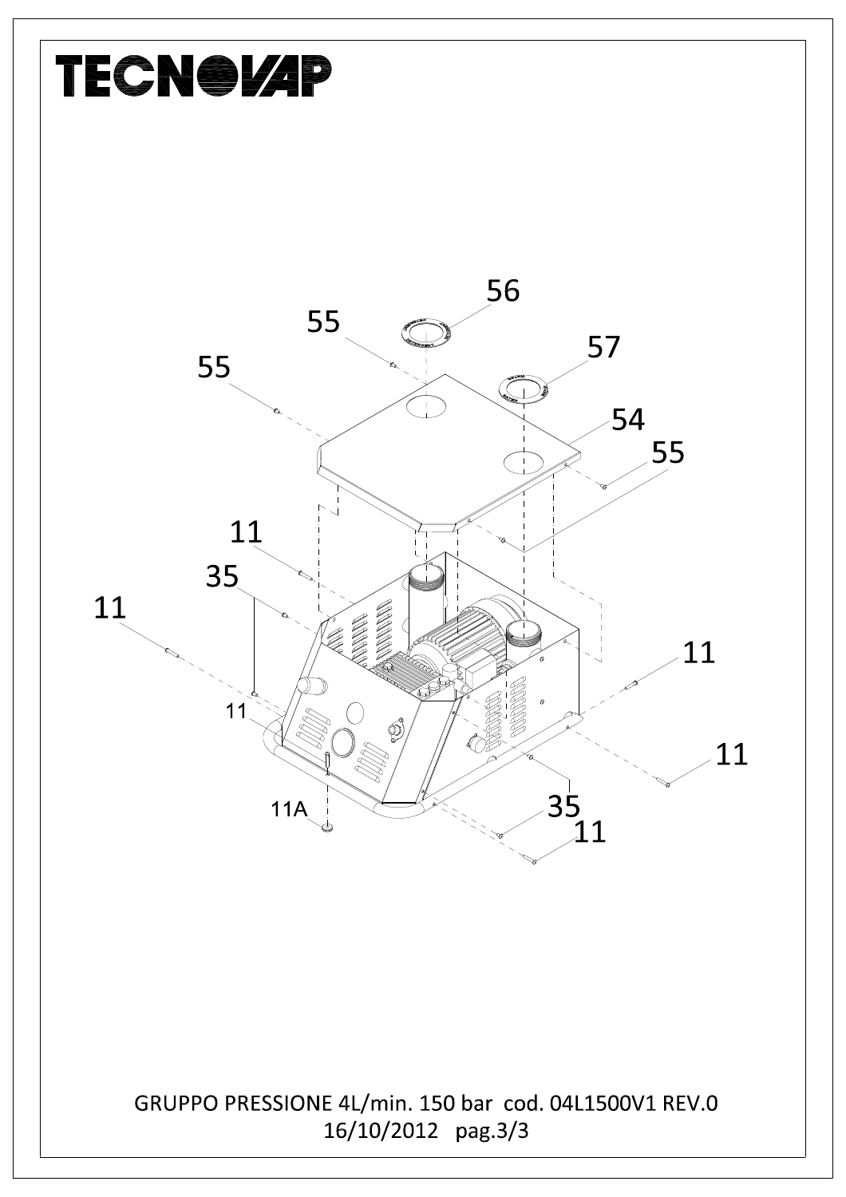TECNOVAP

56

55

57

55

54

55

11

35

11

11

11

11

11A

35

11

GRUPPO PRESSIONE 4L/min. 150 bar cod. 04L1500V1 REV.0
16/10/2012 pag.3/3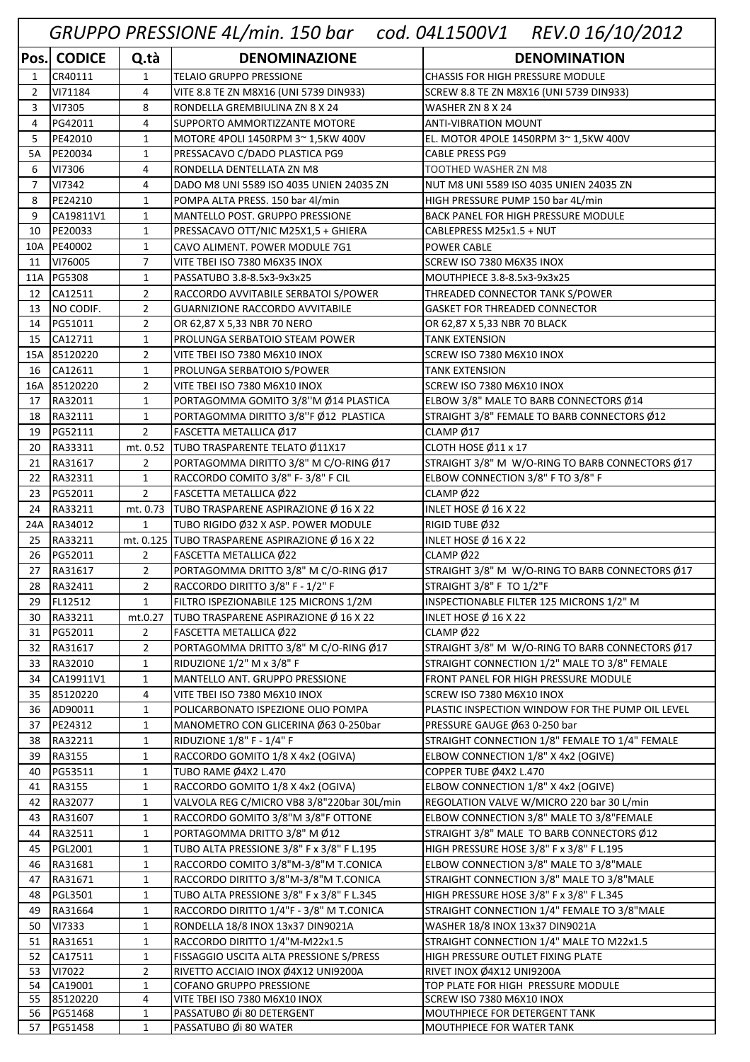# GRUPPO PRESSIONE 4L/min. 150 bar cod. 04L1500V1 REV.0 16/10/2012

| Pos. | CODICE | Q.tà | DENOMINAZIONE | DENOMINATION |
|---|---|---|---|---|
| 1 | CR40111 | 1 | TELAIO GRUPPO PRESSIONE | CHASSIS FOR HIGH PRESSURE MODULE |
| 2 | VI71184 | 4 | VITE 8.8 TE ZN M8X16 (UNI 5739 DIN933) | SCREW 8.8 TE ZN M8X16 (UNI 5739 DIN933) |
| 3 | VI7305 | 8 | RONDELLA GREMBIULINA ZN 8 X 24 | WASHER ZN 8 X 24 |
| 4 | PG42011 | 4 | SUPPORTO AMMORTIZZANTE MOTORE | ANTI-VIBRATION MOUNT |
| 5 | PE42010 | 1 | MOTORE 4POLI 1450RPM 3~ 1,5KW 400V | EL. MOTOR 4POLE 1450RPM 3~ 1,5KW 400V |
| 5A | PE20034 | 1 | PRESSACAVO C/DADO PLASTICA PG9 | CABLE PRESS PG9 |
| 6 | VI7306 | 4 | RONDELLA DENTELLATA ZN M8 | TOOTHED WASHER ZN M8 |
| 7 | VI7342 | 4 | DADO M8 UNI 5589 ISO 4035 UNIEN 24035 ZN | NUT M8 UNI 5589 ISO 4035 UNIEN 24035 ZN |
| 8 | PE24210 | 1 | POMPA ALTA PRESS. 150 bar 4l/min | HIGH PRESSURE PUMP 150 bar 4L/min |
| 9 | CA19811V1 | 1 | MANTELLO POST. GRUPPO PRESSIONE | BACK PANEL FOR HIGH PRESSURE MODULE |
| 10 | PE20033 | 1 | PRESSACAVO OTT/NIC M25X1,5 + GHIERA | CABLEPRESS M25x1.5 + NUT |
| 10A | PE40002 | 1 | CAVO ALIMENT. POWER MODULE 7G1 | POWER CABLE |
| 11 | VI76005 | 7 | VITE TBEI ISO 7380 M6X35 INOX | SCREW ISO 7380 M6X35 INOX |
| 11A | PG5308 | 1 | PASSATUBO 3.8-8.5x3-9x3x25 | MOUTHPIECE 3.8-8.5x3-9x3x25 |
| 12 | CA12511 | 2 | RACCORDO AVVITABILE SERBATOI S/POWER | THREADED CONNECTOR TANK S/POWER |
| 13 | NO CODIF. | 2 | GUARNIZIONE RACCORDO AVVITABILE | GASKET FOR THREADED CONNECTOR |
| 14 | PG51011 | 2 | OR 62,87 X 5,33 NBR 70 NERO | OR 62,87 X 5,33 NBR 70 BLACK |
| 15 | CA12711 | 1 | PROLUNGA SERBATOIO STEAM POWER | TANK EXTENSION |
| 15A | 85120220 | 2 | VITE TBEI ISO 7380 M6X10 INOX | SCREW ISO 7380 M6X10 INOX |
| 16 | CA12611 | 1 | PROLUNGA SERBATOIO S/POWER | TANK EXTENSION |
| 16A | 85120220 | 2 | VITE TBEI ISO 7380 M6X10 INOX | SCREW ISO 7380 M6X10 INOX |
| 17 | RA32011 | 1 | PORTAGOMMA GOMITO 3/8''M Ø14 PLASTICA | ELBOW 3/8" MALE TO BARB CONNECTORS Ø14 |
| 18 | RA32111 | 1 | PORTAGOMMA DIRITTO 3/8"F Ø12 PLASTICA | STRAIGHT 3/8" FEMALE TO BARB CONNECTORS Ø12 |
| 19 | PG52111 | 2 | FASCETTA METALLICA Ø17 | CLAMP Ø17 |
| 20 | RA33311 | mt. 0.52 | TUBO TRASPARENTE TELATO Ø11X17 | CLOTH HOSE Ø11 x 17 |
| 21 | RA31617 | 2 | PORTAGOMMA DIRITTO 3/8" M C/O-RING Ø17 | STRAIGHT 3/8" M W/O-RING TO BARB CONNECTORS Ø17 |
| 22 | RA32311 | 1 | RACCORDO COMITO 3/8" F- 3/8" F CIL | ELBOW CONNECTION 3/8" F TO 3/8" F |
| 23 | PG52011 | 2 | FASCETTA METALLICA Ø22 | CLAMP Ø22 |
| 24 | RA33211 | mt. 0.73 | TUBO TRASPARENE ASPIRAZIONE Ø 16 X 22 | INLET HOSE Ø 16 X 22 |
| 24A | RA34012 | 1 | TUBO RIGIDO Ø32 X ASP. POWER MODULE | RIGID TUBE Ø32 |
| 25 | RA33211 | mt. 0.125 | TUBO TRASPARENE ASPIRAZIONE Ø 16 X 22 | INLET HOSE Ø 16 X 22 |
| 26 | PG52011 | 2 | FASCETTA METALLICA Ø22 | CLAMP Ø22 |
| 27 | RA31617 | 2 | PORTAGOMMA DRITTO 3/8" M C/O-RING Ø17 | STRAIGHT 3/8" M W/O-RING TO BARB CONNECTORS Ø17 |
| 28 | RA32411 | 2 | RACCORDO DIRITTO 3/8" F - 1/2" F | STRAIGHT 3/8" F TO 1/2"F |
| 29 | FL12512 | 1 | FILTRO ISPEZIONABILE 125 MICRONS 1/2M | INSPECTIONABLE FILTER 125 MICRONS 1/2" M |
| 30 | RA33211 | mt.0.27 | TUBO TRASPARENE ASPIRAZIONE Ø 16 X 22 | INLET HOSE Ø 16 X 22 |
| 31 | PG52011 | 2 | FASCETTA METALLICA Ø22 | CLAMP Ø22 |
| 32 | RA31617 | 2 | PORTAGOMMA DRITTO 3/8" M C/O-RING Ø17 | STRAIGHT 3/8" M W/O-RING TO BARB CONNECTORS Ø17 |
| 33 | RA32010 | 1 | RIDUZIONE 1/2" M x 3/8" F | STRAIGHT CONNECTION 1/2" MALE TO 3/8" FEMALE |
| 34 | CA19911V1 | 1 | MANTELLO ANT. GRUPPO PRESSIONE | FRONT PANEL FOR HIGH PRESSURE MODULE |
| 35 | 85120220 | 4 | VITE TBEI ISO 7380 M6X10 INOX | SCREW ISO 7380 M6X10 INOX |
| 36 | AD90011 | 1 | POLICARBONATO ISPEZIONE OLIO POMPA | PLASTIC INSPECTION WINDOW FOR THE PUMP OIL LEVEL |
| 37 | PE24312 | 1 | MANOMETRO CON GLICERINA Ø63 0-250bar | PRESSURE GAUGE Ø63 0-250 bar |
| 38 | RA32211 | 1 | RIDUZIONE 1/8" F - 1/4" F | STRAIGHT CONNECTION 1/8" FEMALE TO 1/4" FEMALE |
| 39 | RA3155 | 1 | RACCORDO GOMITO 1/8 X 4x2 (OGIVA) | ELBOW CONNECTION 1/8" X 4x2 (OGIVE) |
| 40 | PG53511 | 1 | TUBO RAME Ø4X2 L.470 | COPPER TUBE Ø4X2 L.470 |
| 41 | RA3155 | 1 | RACCORDO GOMITO 1/8 X 4x2 (OGIVA) | ELBOW CONNECTION 1/8" X 4x2 (OGIVE) |
| 42 | RA32077 | 1 | VALVOLA REG C/MICRO VB8 3/8"220bar 30L/min | REGOLATION VALVE W/MICRO 220 bar 30 L/min |
| 43 | RA31607 | 1 | RACCORDO GOMITO 3/8"M 3/8"F OTTONE | ELBOW CONNECTION 3/8" MALE TO 3/8"FEMALE |
| 44 | RA32511 | 1 | PORTAGOMMA DRITTO 3/8" M Ø12 | STRAIGHT 3/8" MALE TO BARB CONNECTORS Ø12 |
| 45 | PGL2001 | 1 | TUBO ALTA PRESSIONE 3/8" F x 3/8" F L.195 | HIGH PRESSURE HOSE 3/8" F x 3/8" F L.195 |
| 46 | RA31681 | 1 | RACCORDO COMITO 3/8"M-3/8"M T.CONICA | ELBOW CONNECTION 3/8" MALE TO 3/8"MALE |
| 47 | RA31671 | 1 | RACCORDO DIRITTO 3/8"M-3/8"M T.CONICA | STRAIGHT CONNECTION 3/8" MALE TO 3/8"MALE |
| 48 | PGL3501 | 1 | TUBO ALTA PRESSIONE 3/8" F x 3/8" F L.345 | HIGH PRESSURE HOSE 3/8" F x 3/8" F L.345 |
| 49 | RA31664 | 1 | RACCORDO DIRITTO 1/4"F - 3/8" M T.CONICA | STRAIGHT CONNECTION 1/4" FEMALE TO 3/8"MALE |
| 50 | VI7333 | 1 | RONDELLA 18/8 INOX 13x37 DIN9021A | WASHER 18/8 INOX 13x37 DIN9021A |
| 51 | RA31651 | 1 | RACCORDO DIRITTO 1/4"M-M22x1.5 | STRAIGHT CONNECTION 1/4" MALE TO M22x1.5 |
| 52 | CA17511 | 1 | FISSAGGIO USCITA ALTA PRESSIONE S/PRESS | HIGH PRESSURE OUTLET FIXING PLATE |
| 53 | VI7022 | 2 | RIVETTO ACCIAIO INOX Ø4X12 UNI9200A | RIVET INOX Ø4X12 UNI9200A |
| 54 | CA19001 | 1 | COFANO GRUPPO PRESSIONE | TOP PLATE FOR HIGH PRESSURE MODULE |
| 55 | 85120220 | 4 | VITE TBEI ISO 7380 M6X10 INOX | SCREW ISO 7380 M6X10 INOX |
| 56 | PG51468 | 1 | PASSATUBO Øi 80 DETERGENT | MOUTHPIECE FOR DETERGENT TANK |
| 57 | PG51458 | 1 | PASSATUBO Øi 80 WATER | MOUTHPIECE FOR WATER TANK |